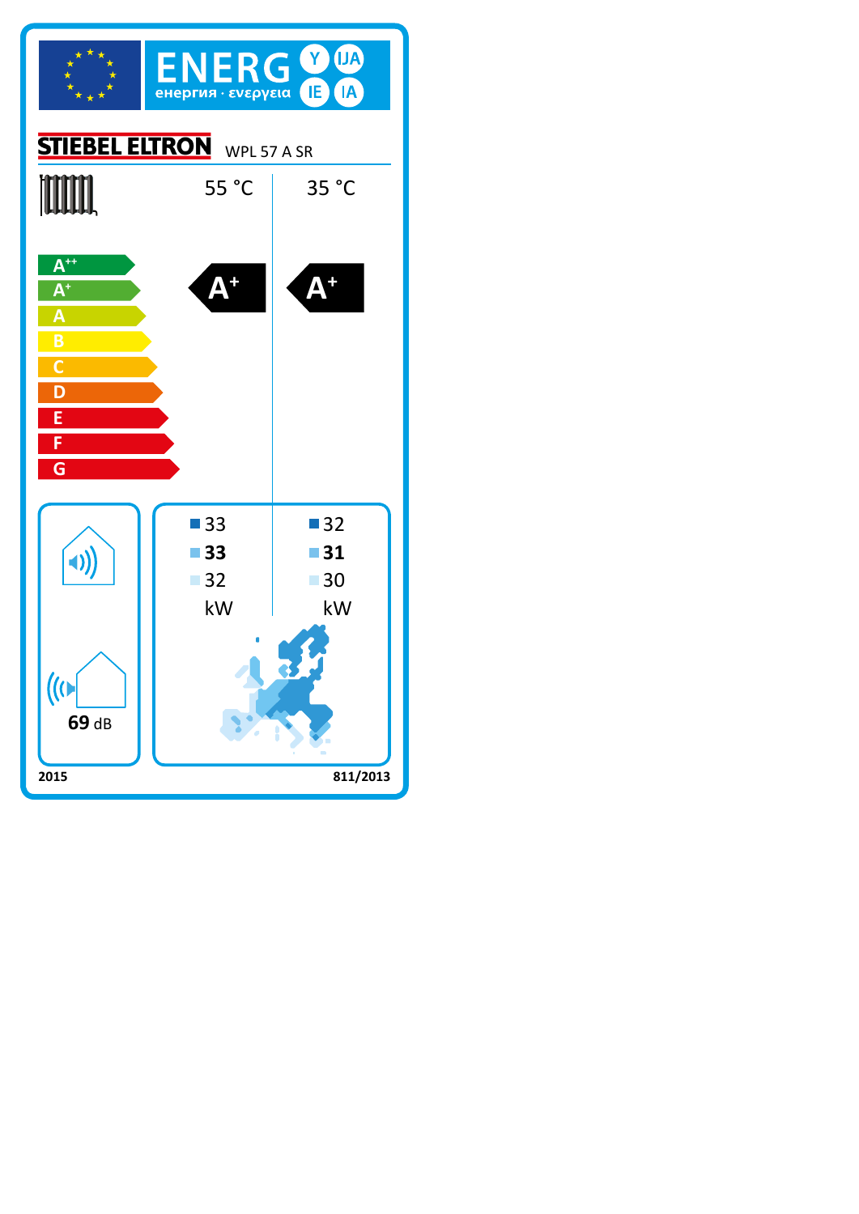# ENERG

енергия · ενεργεια

Y IJA IE IA

**STIEBEL ELTRON** WPL 57 A SR

| | 55 °C | 35 °C |
|---|---|---|
| Energy class | $A^{+}$ | $A^{+}$ |

Scale: $A^{++}$, $A^{+}$, A, B, C, D, E, F, G

| | 55 °C | 35 °C |
|---|---|---|
| Colder climate | 33 | 32 |
| Average climate | **33** | **31** |
| Warmer climate | 32 | 30 |
| | kW | kW |

69 dB

2015

811/2013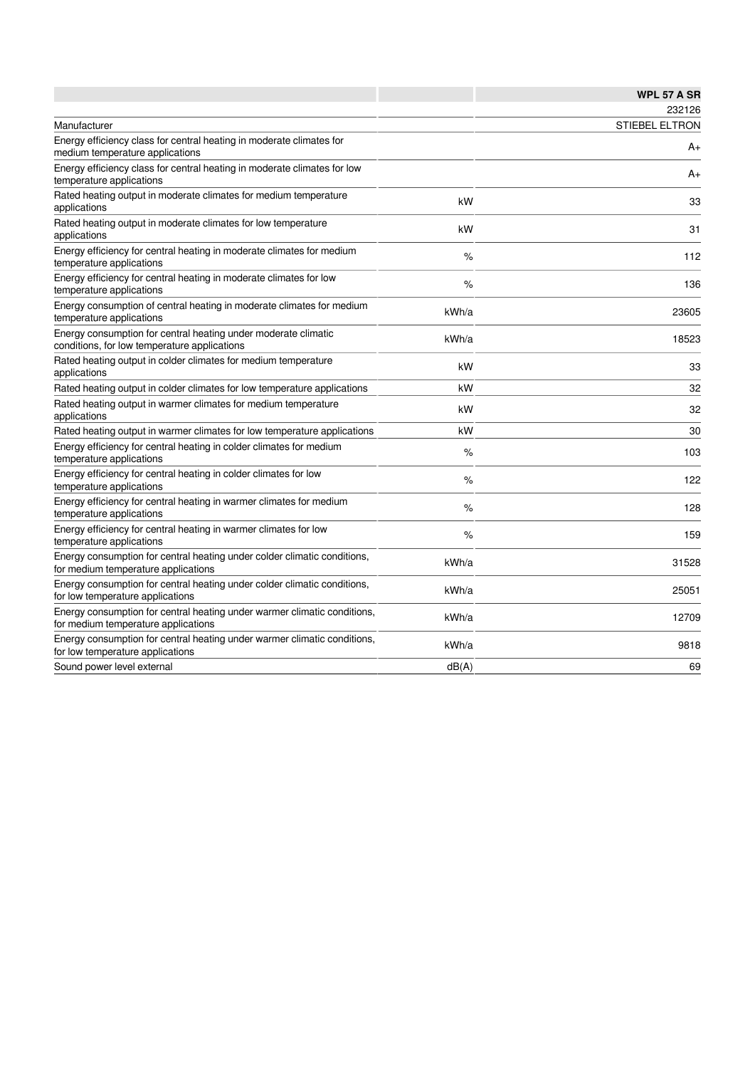| | | WPL 57 A SR |
|---|---|---|
| | | 232126 |
| Manufacturer | | STIEBEL ELTRON |
| Energy efficiency class for central heating in moderate climates for medium temperature applications | | A+ |
| Energy efficiency class for central heating in moderate climates for low temperature applications | | A+ |
| Rated heating output in moderate climates for medium temperature applications | kW | 33 |
| Rated heating output in moderate climates for low temperature applications | kW | 31 |
| Energy efficiency for central heating in moderate climates for medium temperature applications | % | 112 |
| Energy efficiency for central heating in moderate climates for low temperature applications | % | 136 |
| Energy consumption of central heating in moderate climates for medium temperature applications | kWh/a | 23605 |
| Energy consumption for central heating under moderate climatic conditions, for low temperature applications | kWh/a | 18523 |
| Rated heating output in colder climates for medium temperature applications | kW | 33 |
| Rated heating output in colder climates for low temperature applications | kW | 32 |
| Rated heating output in warmer climates for medium temperature applications | kW | 32 |
| Rated heating output in warmer climates for low temperature applications | kW | 30 |
| Energy efficiency for central heating in colder climates for medium temperature applications | % | 103 |
| Energy efficiency for central heating in colder climates for low temperature applications | % | 122 |
| Energy efficiency for central heating in warmer climates for medium temperature applications | % | 128 |
| Energy efficiency for central heating in warmer climates for low temperature applications | % | 159 |
| Energy consumption for central heating under colder climatic conditions, for medium temperature applications | kWh/a | 31528 |
| Energy consumption for central heating under colder climatic conditions, for low temperature applications | kWh/a | 25051 |
| Energy consumption for central heating under warmer climatic conditions, for medium temperature applications | kWh/a | 12709 |
| Energy consumption for central heating under warmer climatic conditions, for low temperature applications | kWh/a | 9818 |
| Sound power level external | dB(A) | 69 |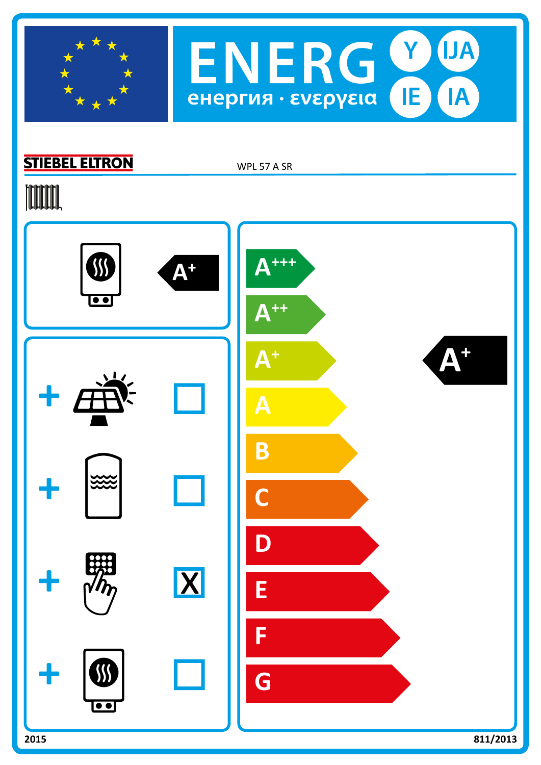# ENERG Y IJA IE IA

енергия · ενεργεια

**STIEBEL ELTRON** WPL 57 A SR

$A^{+}$

| | |
|---|---|
| + | ☐ |
| + | ☐ |
| + | X |
| + | ☐ |

$A^{+++}$

$A^{++}$

$A^{+}$

A

B

C

D

E

F

G

$A^{+}$

2015

811/2013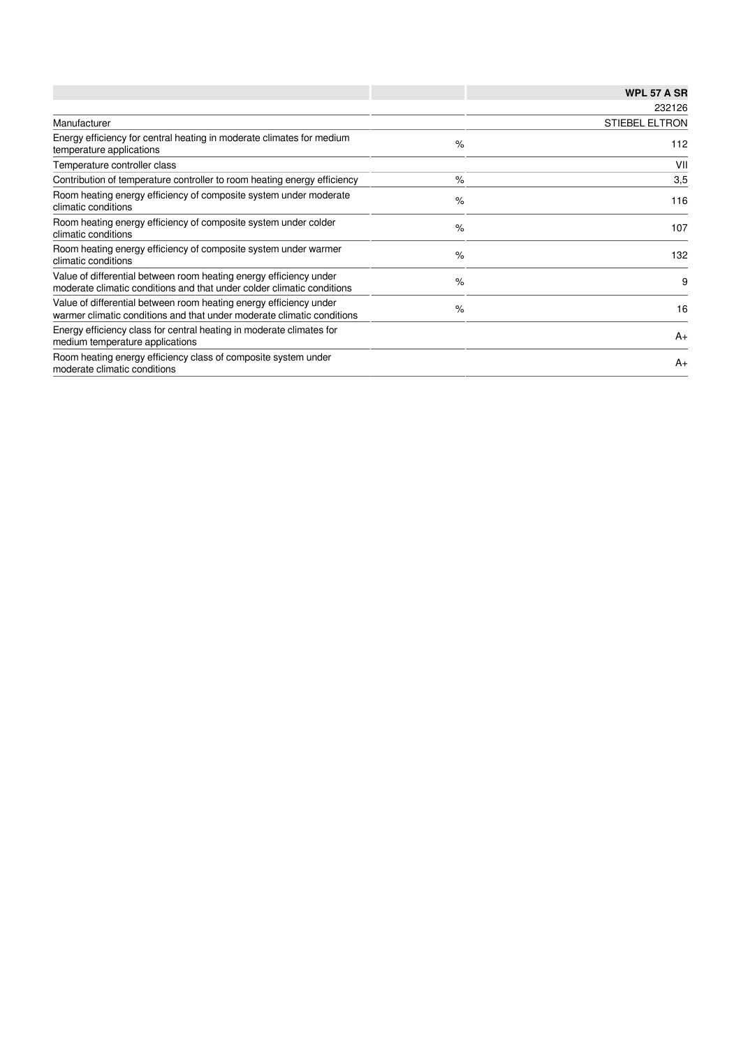| | | WPL 57 A SR |
|---|---|---|
| | | 232126 |
| Manufacturer | | STIEBEL ELTRON |
| Energy efficiency for central heating in moderate climates for medium temperature applications | % | 112 |
| Temperature controller class | | VII |
| Contribution of temperature controller to room heating energy efficiency | % | 3,5 |
| Room heating energy efficiency of composite system under moderate climatic conditions | % | 116 |
| Room heating energy efficiency of composite system under colder climatic conditions | % | 107 |
| Room heating energy efficiency of composite system under warmer climatic conditions | % | 132 |
| Value of differential between room heating energy efficiency under moderate climatic conditions and that under colder climatic conditions | % | 9 |
| Value of differential between room heating energy efficiency under warmer climatic conditions and that under moderate climatic conditions | % | 16 |
| Energy efficiency class for central heating in moderate climates for medium temperature applications | | A+ |
| Room heating energy efficiency class of composite system under moderate climatic conditions | | A+ |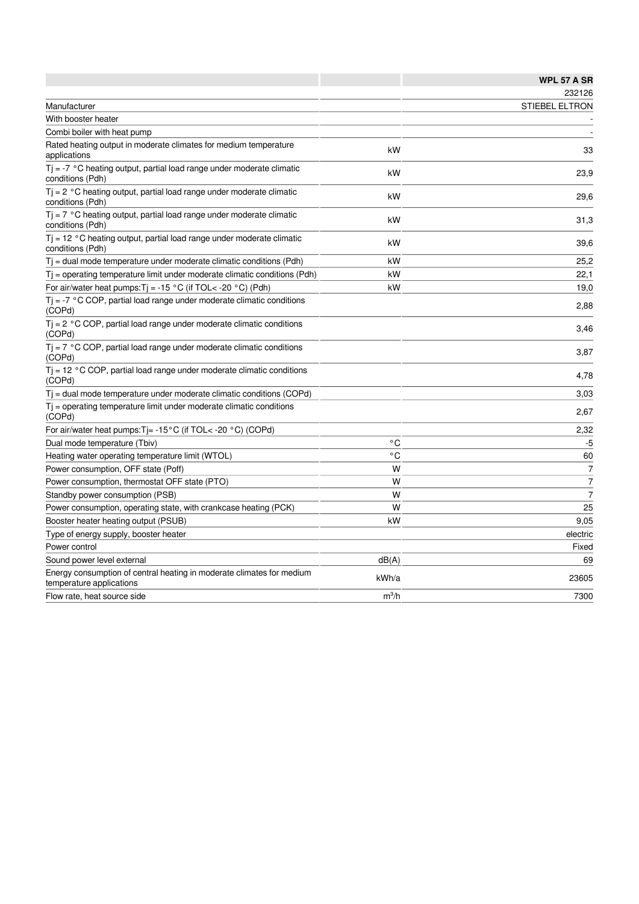| | | WPL 57 A SR |
|---|---|---|
| | | 232126 |
| Manufacturer | | STIEBEL ELTRON |
| With booster heater | | - |
| Combi boiler with heat pump | | - |
| Rated heating output in moderate climates for medium temperature applications | kW | 33 |
| Tj = -7 °C heating output, partial load range under moderate climatic conditions (Pdh) | kW | 23,9 |
| Tj = 2 °C heating output, partial load range under moderate climatic conditions (Pdh) | kW | 29,6 |
| Tj = 7 °C heating output, partial load range under moderate climatic conditions (Pdh) | kW | 31,3 |
| Tj = 12 °C heating output, partial load range under moderate climatic conditions (Pdh) | kW | 39,6 |
| Tj = dual mode temperature under moderate climatic conditions (Pdh) | kW | 25,2 |
| Tj = operating temperature limit under moderate climatic conditions (Pdh) | kW | 22,1 |
| For air/water heat pumps:Tj = -15 °C (if TOL< -20 °C) (Pdh) | kW | 19,0 |
| Tj = -7 °C COP, partial load range under moderate climatic conditions (COPd) | | 2,88 |
| Tj = 2 °C COP, partial load range under moderate climatic conditions (COPd) | | 3,46 |
| Tj = 7 °C COP, partial load range under moderate climatic conditions (COPd) | | 3,87 |
| Tj = 12 °C COP, partial load range under moderate climatic conditions (COPd) | | 4,78 |
| Tj = dual mode temperature under moderate climatic conditions (COPd) | | 3,03 |
| Tj = operating temperature limit under moderate climatic conditions (COPd) | | 2,67 |
| For air/water heat pumps:Tj= -15°C (if TOL< -20 °C) (COPd) | | 2,32 |
| Dual mode temperature (Tbiv) | °C | -5 |
| Heating water operating temperature limit (WTOL) | °C | 60 |
| Power consumption, OFF state (Poff) | W | 7 |
| Power consumption, thermostat OFF state (PTO) | W | 7 |
| Standby power consumption (PSB) | W | 7 |
| Power consumption, operating state, with crankcase heating (PCK) | W | 25 |
| Booster heater heating output (PSUB) | kW | 9,05 |
| Type of energy supply, booster heater | | electric |
| Power control | | Fixed |
| Sound power level external | dB(A) | 69 |
| Energy consumption of central heating in moderate climates for medium temperature applications | kWh/a | 23605 |
| Flow rate, heat source side | $m^3/h$ | 7300 |